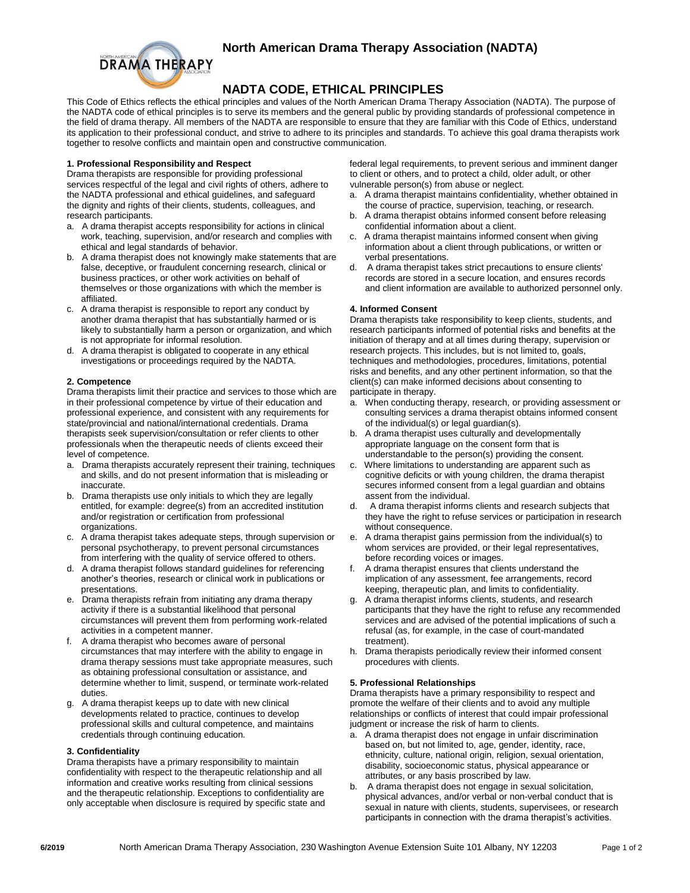# North American Drama Therapy Association (NADTA)

## NADTA CODE, ETHICAL PRINCIPLES

This Code of Ethics reflects the ethical principles and values of the North American Drama Therapy Association (NADTA). The purpose of the NADTA code of ethical principles is to serve its members and the general public by providing standards of professional competence in the field of drama therapy. All members of the NADTA are responsible to ensure that they are familiar with this Code of Ethics, understand its application to their professional conduct, and strive to adhere to its principles and standards. To achieve this goal drama therapists work together to resolve conflicts and maintain open and constructive communication.

### 1. Professional Responsibility and Respect

Drama therapists are responsible for providing professional services respectful of the legal and civil rights of others, adhere to the NADTA professional and ethical guidelines, and safeguard the dignity and rights of their clients, students, colleagues, and research participants.

a. A drama therapist accepts responsibility for actions in clinical work, teaching, supervision, and/or research and complies with ethical and legal standards of behavior.
b. A drama therapist does not knowingly make statements that are false, deceptive, or fraudulent concerning research, clinical or business practices, or other work activities on behalf of themselves or those organizations with which the member is affiliated.
c. A drama therapist is responsible to report any conduct by another drama therapist that has substantially harmed or is likely to substantially harm a person or organization, and which is not appropriate for informal resolution.
d. A drama therapist is obligated to cooperate in any ethical investigations or proceedings required by the NADTA.

### 2. Competence

Drama therapists limit their practice and services to those which are in their professional competence by virtue of their education and professional experience, and consistent with any requirements for state/provincial and national/international credentials. Drama therapists seek supervision/consultation or refer clients to other professionals when the therapeutic needs of clients exceed their level of competence.

a. Drama therapists accurately represent their training, techniques and skills, and do not present information that is misleading or inaccurate.
b. Drama therapists use only initials to which they are legally entitled, for example: degree(s) from an accredited institution and/or registration or certification from professional organizations.
c. A drama therapist takes adequate steps, through supervision or personal psychotherapy, to prevent personal circumstances from interfering with the quality of service offered to others.
d. A drama therapist follows standard guidelines for referencing another's theories, research or clinical work in publications or presentations.
e. Drama therapists refrain from initiating any drama therapy activity if there is a substantial likelihood that personal circumstances will prevent them from performing work-related activities in a competent manner.
f. A drama therapist who becomes aware of personal circumstances that may interfere with the ability to engage in drama therapy sessions must take appropriate measures, such as obtaining professional consultation or assistance, and determine whether to limit, suspend, or terminate work-related duties.
g. A drama therapist keeps up to date with new clinical developments related to practice, continues to develop professional skills and cultural competence, and maintains credentials through continuing education.

### 3. Confidentiality

Drama therapists have a primary responsibility to maintain confidentiality with respect to the therapeutic relationship and all information and creative works resulting from clinical sessions and the therapeutic relationship. Exceptions to confidentiality are only acceptable when disclosure is required by specific state and federal legal requirements, to prevent serious and imminent danger to client or others, and to protect a child, older adult, or other vulnerable person(s) from abuse or neglect.

a. A drama therapist maintains confidentiality, whether obtained in the course of practice, supervision, teaching, or research.
b. A drama therapist obtains informed consent before releasing confidential information about a client.
c. A drama therapist maintains informed consent when giving information about a client through publications, or written or verbal presentations.
d. A drama therapist takes strict precautions to ensure clients' records are stored in a secure location, and ensures records and client information are available to authorized personnel only.

### 4. Informed Consent

Drama therapists take responsibility to keep clients, students, and research participants informed of potential risks and benefits at the initiation of therapy and at all times during therapy, supervision or research projects. This includes, but is not limited to, goals, techniques and methodologies, procedures, limitations, potential risks and benefits, and any other pertinent information, so that the client(s) can make informed decisions about consenting to participate in therapy.

a. When conducting therapy, research, or providing assessment or consulting services a drama therapist obtains informed consent of the individual(s) or legal guardian(s).
b. A drama therapist uses culturally and developmentally appropriate language on the consent form that is understandable to the person(s) providing the consent.
c. Where limitations to understanding are apparent such as cognitive deficits or with young children, the drama therapist secures informed consent from a legal guardian and obtains assent from the individual.
d. A drama therapist informs clients and research subjects that they have the right to refuse services or participation in research without consequence.
e. A drama therapist gains permission from the individual(s) to whom services are provided, or their legal representatives, before recording voices or images.
f. A drama therapist ensures that clients understand the implication of any assessment, fee arrangements, record keeping, therapeutic plan, and limits to confidentiality.
g. A drama therapist informs clients, students, and research participants that they have the right to refuse any recommended services and are advised of the potential implications of such a refusal (as, for example, in the case of court-mandated treatment).
h. Drama therapists periodically review their informed consent procedures with clients.

### 5. Professional Relationships

Drama therapists have a primary responsibility to respect and promote the welfare of their clients and to avoid any multiple relationships or conflicts of interest that could impair professional judgment or increase the risk of harm to clients.

a. A drama therapist does not engage in unfair discrimination based on, but not limited to, age, gender, identity, race, ethnicity, culture, national origin, religion, sexual orientation, disability, socioeconomic status, physical appearance or attributes, or any basis proscribed by law.
b. A drama therapist does not engage in sexual solicitation, physical advances, and/or verbal or non-verbal conduct that is sexual in nature with clients, students, supervisees, or research participants in connection with the drama therapist's activities.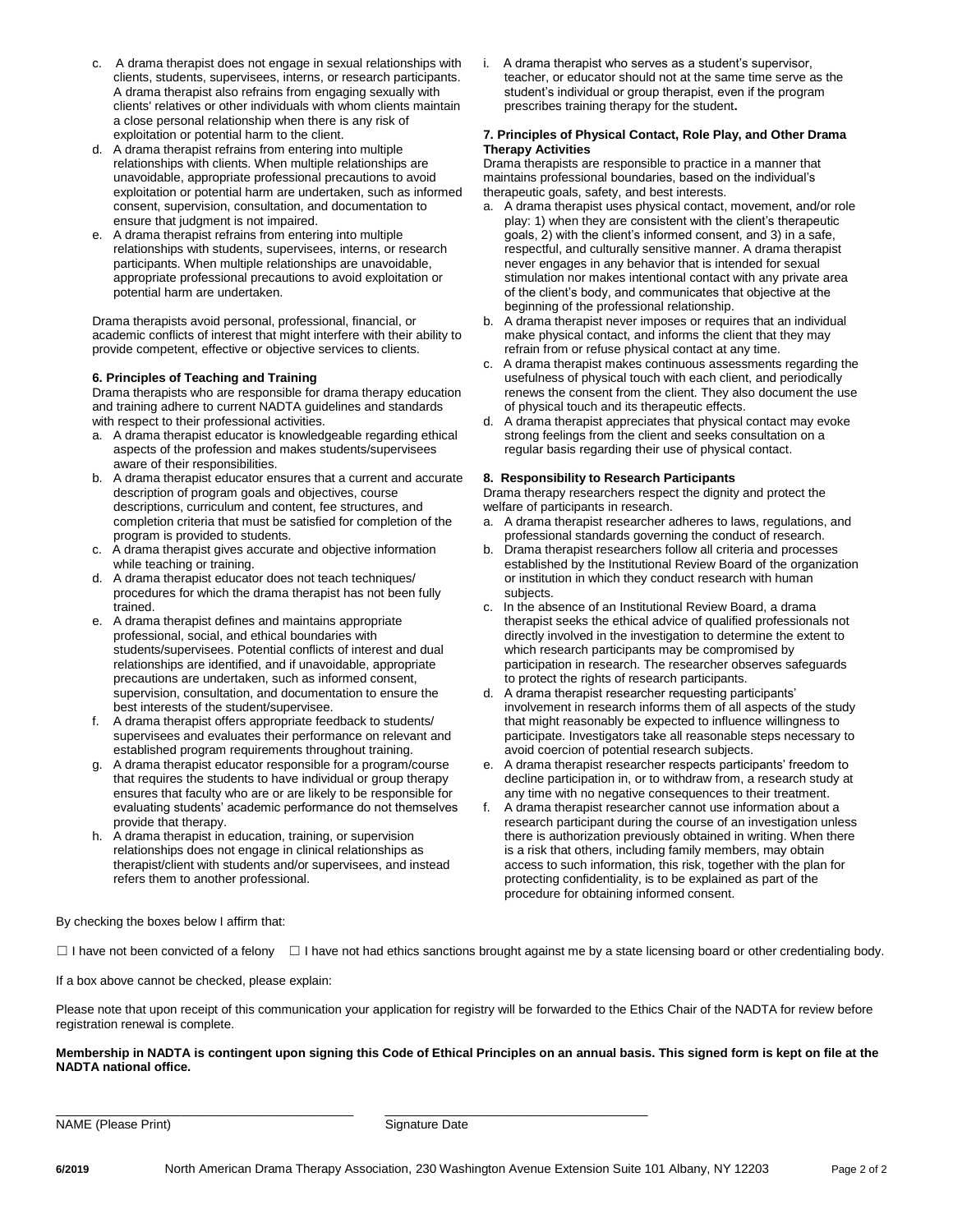c. A drama therapist does not engage in sexual relationships with clients, students, supervisees, interns, or research participants. A drama therapist also refrains from engaging sexually with clients' relatives or other individuals with whom clients maintain a close personal relationship when there is any risk of exploitation or potential harm to the client.

d. A drama therapist refrains from entering into multiple relationships with clients. When multiple relationships are unavoidable, appropriate professional precautions to avoid exploitation or potential harm are undertaken, such as informed consent, supervision, consultation, and documentation to ensure that judgment is not impaired.

e. A drama therapist refrains from entering into multiple relationships with students, supervisees, interns, or research participants. When multiple relationships are unavoidable, appropriate professional precautions to avoid exploitation or potential harm are undertaken.

Drama therapists avoid personal, professional, financial, or academic conflicts of interest that might interfere with their ability to provide competent, effective or objective services to clients.

**6. Principles of Teaching and Training**

Drama therapists who are responsible for drama therapy education and training adhere to current NADTA guidelines and standards with respect to their professional activities.

a. A drama therapist educator is knowledgeable regarding ethical aspects of the profession and makes students/supervisees aware of their responsibilities.

b. A drama therapist educator ensures that a current and accurate description of program goals and objectives, course descriptions, curriculum and content, fee structures, and completion criteria that must be satisfied for completion of the program is provided to students.

c. A drama therapist gives accurate and objective information while teaching or training.

d. A drama therapist educator does not teach techniques/ procedures for which the drama therapist has not been fully trained.

e. A drama therapist defines and maintains appropriate professional, social, and ethical boundaries with students/supervisees. Potential conflicts of interest and dual relationships are identified, and if unavoidable, appropriate precautions are undertaken, such as informed consent, supervision, consultation, and documentation to ensure the best interests of the student/supervisee.

f. A drama therapist offers appropriate feedback to students/ supervisees and evaluates their performance on relevant and established program requirements throughout training.

g. A drama therapist educator responsible for a program/course that requires the students to have individual or group therapy ensures that faculty who are or are likely to be responsible for evaluating students' academic performance do not themselves provide that therapy.

h. A drama therapist in education, training, or supervision relationships does not engage in clinical relationships as therapist/client with students and/or supervisees, and instead refers them to another professional.

i. A drama therapist who serves as a student's supervisor, teacher, or educator should not at the same time serve as the student's individual or group therapist, even if the program prescribes training therapy for the student**.**

**7. Principles of Physical Contact, Role Play, and Other Drama Therapy Activities**

Drama therapists are responsible to practice in a manner that maintains professional boundaries, based on the individual's therapeutic goals, safety, and best interests.

a. A drama therapist uses physical contact, movement, and/or role play: 1) when they are consistent with the client's therapeutic goals, 2) with the client's informed consent, and 3) in a safe, respectful, and culturally sensitive manner. A drama therapist never engages in any behavior that is intended for sexual stimulation nor makes intentional contact with any private area of the client's body, and communicates that objective at the beginning of the professional relationship.

b. A drama therapist never imposes or requires that an individual make physical contact, and informs the client that they may refrain from or refuse physical contact at any time.

c. A drama therapist makes continuous assessments regarding the usefulness of physical touch with each client, and periodically renews the consent from the client. They also document the use of physical touch and its therapeutic effects.

d. A drama therapist appreciates that physical contact may evoke strong feelings from the client and seeks consultation on a regular basis regarding their use of physical contact.

**8. Responsibility to Research Participants**

Drama therapy researchers respect the dignity and protect the welfare of participants in research.

a. A drama therapist researcher adheres to laws, regulations, and professional standards governing the conduct of research.

b. Drama therapist researchers follow all criteria and processes established by the Institutional Review Board of the organization or institution in which they conduct research with human subjects.

c. In the absence of an Institutional Review Board, a drama therapist seeks the ethical advice of qualified professionals not directly involved in the investigation to determine the extent to which research participants may be compromised by participation in research. The researcher observes safeguards to protect the rights of research participants.

d. A drama therapist researcher requesting participants' involvement in research informs them of all aspects of the study that might reasonably be expected to influence willingness to participate. Investigators take all reasonable steps necessary to avoid coercion of potential research subjects.

e. A drama therapist researcher respects participants' freedom to decline participation in, or to withdraw from, a research study at any time with no negative consequences to their treatment.

f. A drama therapist researcher cannot use information about a research participant during the course of an investigation unless there is authorization previously obtained in writing. When there is a risk that others, including family members, may obtain access to such information, this risk, together with the plan for protecting confidentiality, is to be explained as part of the procedure for obtaining informed consent.

By checking the boxes below I affirm that:

☐ I have not been convicted of a felony ☐ I have not had ethics sanctions brought against me by a state licensing board or other credentialing body.

If a box above cannot be checked, please explain:

Please note that upon receipt of this communication your application for registry will be forwarded to the Ethics Chair of the NADTA for review before registration renewal is complete.

**Membership in NADTA is contingent upon signing this Code of Ethical Principles on an annual basis. This signed form is kept on file at the NADTA national office.**

NAME (Please Print) \_\_\_\_\_\_\_\_\_\_\_\_\_\_\_\_\_\_\_\_ Signature Date \_\_\_\_\_\_\_\_\_\_\_\_\_\_\_\_\_\_\_\_

6/2019 North American Drama Therapy Association, 230 Washington Avenue Extension Suite 101 Albany, NY 12203